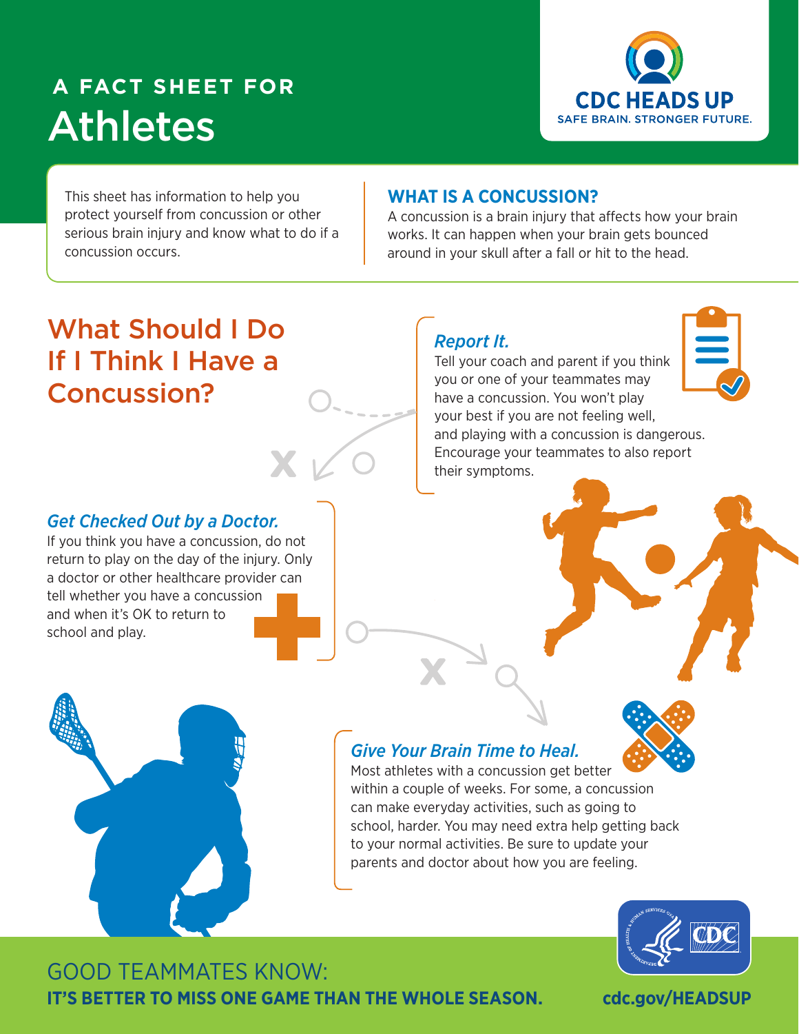# A FACT SHEET FOR Athletes

CDC HEADS UP
SAFE BRAIN. STRONGER FUTURE.

This sheet has information to help you protect yourself from concussion or other serious brain injury and know what to do if a concussion occurs.

## WHAT IS A CONCUSSION?

A concussion is a brain injury that affects how your brain works. It can happen when your brain gets bounced around in your skull after a fall or hit to the head.

## What Should I Do If I Think I Have a Concussion?

### *Report It.*

Tell your coach and parent if you think you or one of your teammates may have a concussion. You won't play your best if you are not feeling well, and playing with a concussion is dangerous. Encourage your teammates to also report their symptoms.

### *Get Checked Out by a Doctor.*

If you think you have a concussion, do not return to play on the day of the injury. Only a doctor or other healthcare provider can tell whether you have a concussion and when it's OK to return to school and play.

### *Give Your Brain Time to Heal.*

Most athletes with a concussion get better within a couple of weeks. For some, a concussion can make everyday activities, such as going to school, harder. You may need extra help getting back to your normal activities. Be sure to update your parents and doctor about how you are feeling.

GOOD TEAMMATES KNOW:

**IT'S BETTER TO MISS ONE GAME THAN THE WHOLE SEASON.**

cdc.gov/HEADSUP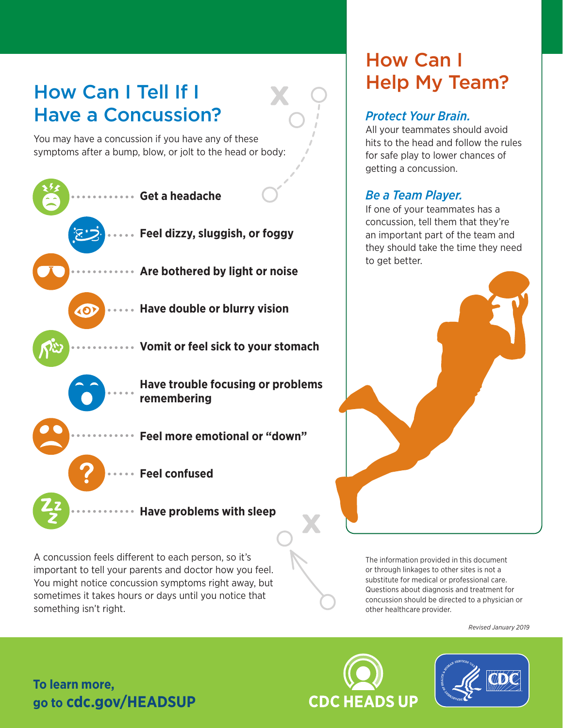## How Can I Tell If I Have a Concussion?

You may have a concussion if you have any of these symptoms after a bump, blow, or jolt to the head or body:

- **Get a headache**
- **Feel dizzy, sluggish, or foggy**
- **Are bothered by light or noise**
- **Have double or blurry vision**
- **Vomit or feel sick to your stomach**
- **Have trouble focusing or problems remembering**
- **Feel more emotional or "down"**
- **Feel confused**
- **Have problems with sleep**

A concussion feels different to each person, so it's important to tell your parents and doctor how you feel. You might notice concussion symptoms right away, but sometimes it takes hours or days until you notice that something isn't right.

## How Can I Help My Team?

### *Protect Your Brain.*

All your teammates should avoid hits to the head and follow the rules for safe play to lower chances of getting a concussion.

### *Be a Team Player.*

If one of your teammates has a concussion, tell them that they're an important part of the team and they should take the time they need to get better.

The information provided in this document or through linkages to other sites is not a substitute for medical or professional care. Questions about diagnosis and treatment for concussion should be directed to a physician or other healthcare provider.

*Revised January 2019*

**To learn more, go to cdc.gov/HEADSUP**

**CDC HEADS UP**